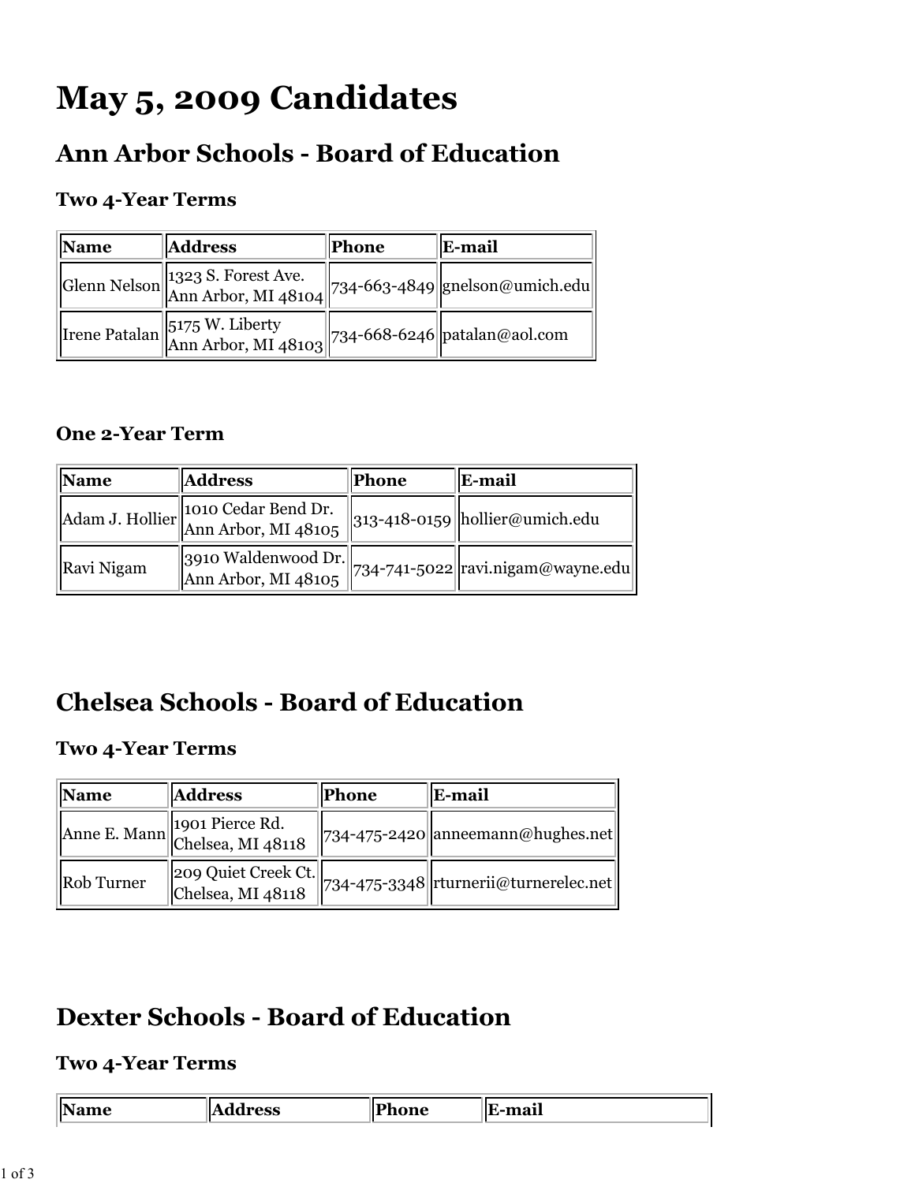# May 5, 2009 Candidates

## Ann Arbor Schools - Board of Education

### Two 4-Year Terms

| Name | Address | Phone | E-mail |
| --- | --- | --- | --- |
| Glenn Nelson | 1323 S. Forest Ave. Ann Arbor, MI 48104 | 734-663-4849 | gnelson@umich.edu |
| Irene Patalan | 5175 W. Liberty Ann Arbor, MI 48103 | 734-668-6246 | patalan@aol.com |

### One 2-Year Term

| Name | Address | Phone | E-mail |
| --- | --- | --- | --- |
| Adam J. Hollier | 1010 Cedar Bend Dr. Ann Arbor, MI 48105 | 313-418-0159 | hollier@umich.edu |
| Ravi Nigam | 3910 Waldenwood Dr. Ann Arbor, MI 48105 | 734-741-5022 | ravi.nigam@wayne.edu |

## Chelsea Schools - Board of Education

### Two 4-Year Terms

| Name | Address | Phone | E-mail |
| --- | --- | --- | --- |
| Anne E. Mann | 1901 Pierce Rd. Chelsea, MI 48118 | 734-475-2420 | anneemann@hughes.net |
| Rob Turner | 209 Quiet Creek Ct. Chelsea, MI 48118 | 734-475-3348 | rturnerii@turnerelec.net |

## Dexter Schools - Board of Education

### Two 4-Year Terms

| Name | Address | Phone | E-mail |
| --- | --- | --- | --- |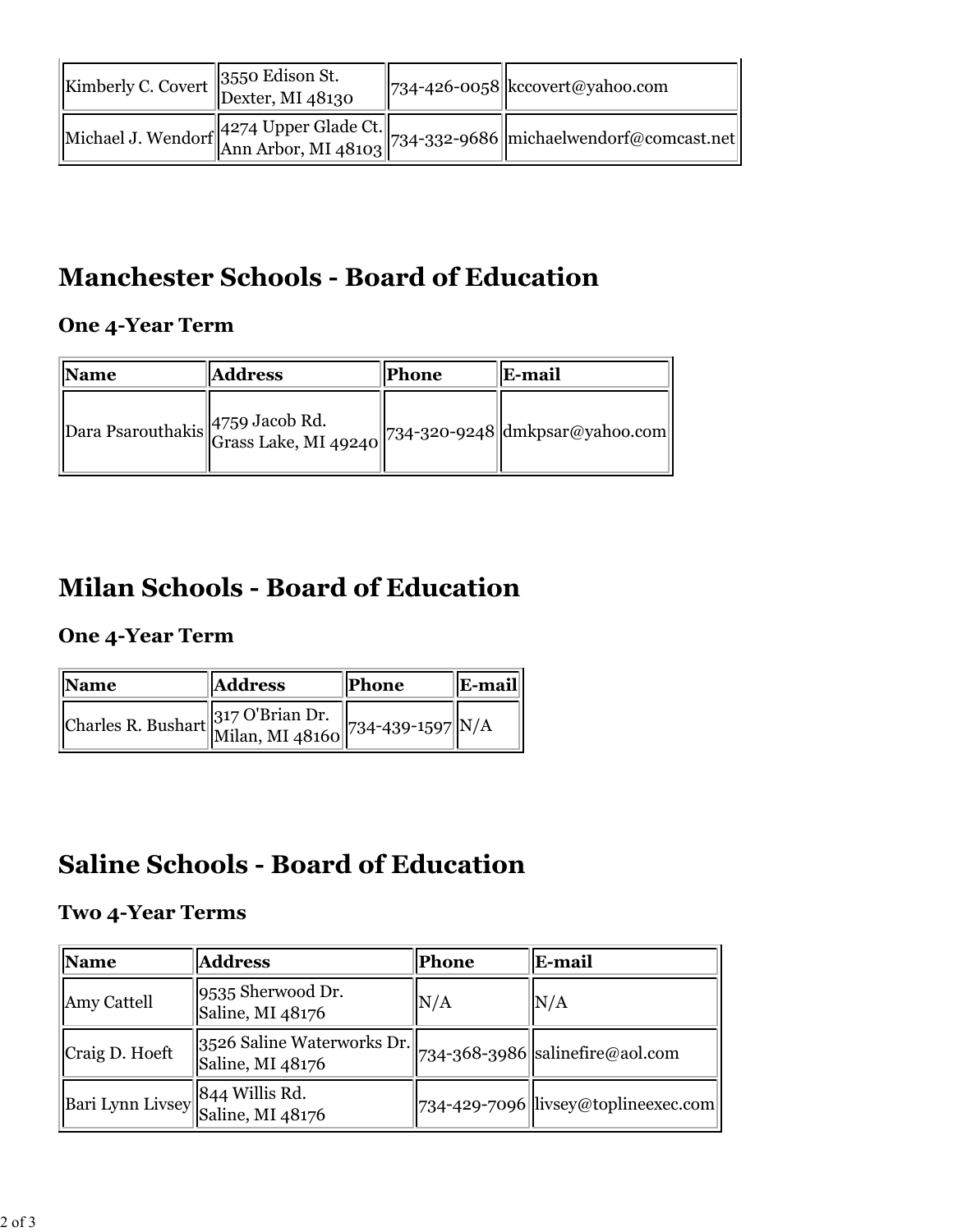| Kimberly C. Covert | 3550 Edison St. Dexter, MI 48130 | 734-426-0058 | kccovert@yahoo.com |
|---|---|---|---|
| Michael J. Wendorf | 4274 Upper Glade Ct. Ann Arbor, MI 48103 | 734-332-9686 | michaelwendorf@comcast.net |

## Manchester Schools - Board of Education

### One 4-Year Term

| Name | Address | Phone | E-mail |
|---|---|---|---|
| Dara Psarouthakis | 4759 Jacob Rd. Grass Lake, MI 49240 | 734-320-9248 | dmkpsar@yahoo.com |

## Milan Schools - Board of Education

### One 4-Year Term

| Name | Address | Phone | E-mail |
|---|---|---|---|
| Charles R. Bushart | 317 O'Brian Dr. Milan, MI 48160 | 734-439-1597 | N/A |

## Saline Schools - Board of Education

### Two 4-Year Terms

| Name | Address | Phone | E-mail |
|---|---|---|---|
| Amy Cattell | 9535 Sherwood Dr. Saline, MI 48176 | N/A | N/A |
| Craig D. Hoeft | 3526 Saline Waterworks Dr. Saline, MI 48176 | 734-368-3986 | salinefire@aol.com |
| Bari Lynn Livsey | 844 Willis Rd. Saline, MI 48176 | 734-429-7096 | livsey@toplineexec.com |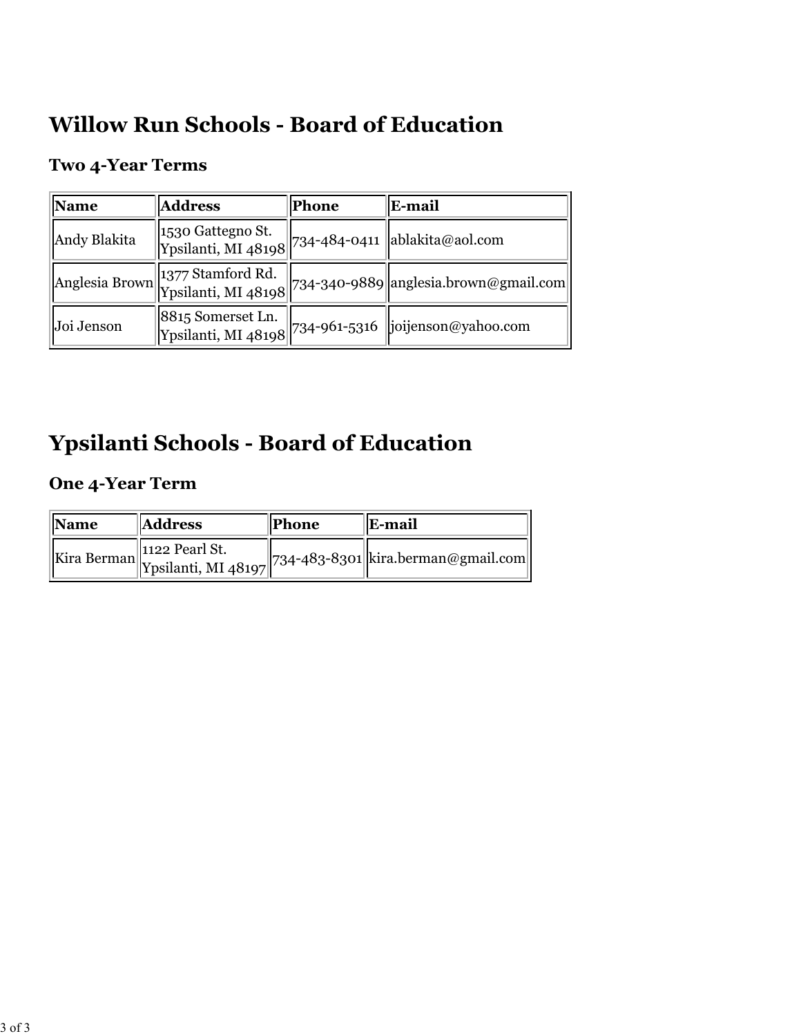# Willow Run Schools - Board of Education

### Two 4-Year Terms

| Name | Address | Phone | E-mail |
|---|---|---|---|
| Andy Blakita | 1530 Gattegno St. Ypsilanti, MI 48198 | 734-484-0411 | ablakita@aol.com |
| Anglesia Brown | 1377 Stamford Rd. Ypsilanti, MI 48198 | 734-340-9889 | anglesia.brown@gmail.com |
| Joi Jenson | 8815 Somerset Ln. Ypsilanti, MI 48198 | 734-961-5316 | joijenson@yahoo.com |

# Ypsilanti Schools - Board of Education

### One 4-Year Term

| Name | Address | Phone | E-mail |
|---|---|---|---|
| Kira Berman | 1122 Pearl St. Ypsilanti, MI 48197 | 734-483-8301 | kira.berman@gmail.com |